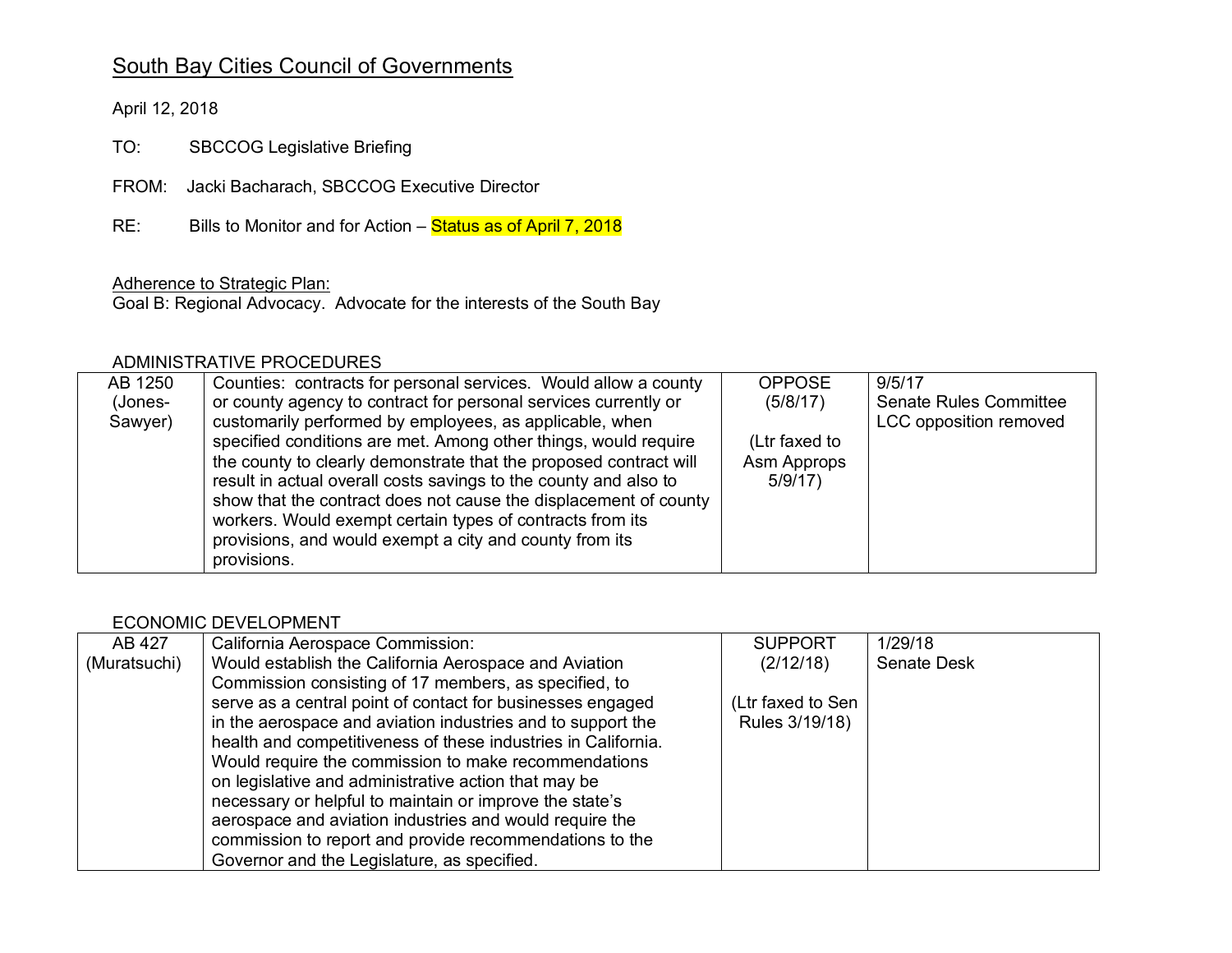# South Bay Cities Council of Governments

April 12, 2018

TO: SBCCOG Legislative Briefing

FROM: Jacki Bacharach, SBCCOG Executive Director

RE: Bills to Monitor and for Action – Status as of April 7, 2018

Adherence to Strategic Plan:
Goal B: Regional Advocacy. Advocate for the interests of the South Bay

ADMINISTRATIVE PROCEDURES

| | | | |
|---|---|---|---|
| AB 1250 (Jones-Sawyer) | Counties: contracts for personal services. Would allow a county or county agency to contract for personal services currently or customarily performed by employees, as applicable, when specified conditions are met. Among other things, would require the county to clearly demonstrate that the proposed contract will result in actual overall costs savings to the county and also to show that the contract does not cause the displacement of county workers. Would exempt certain types of contracts from its provisions, and would exempt a city and county from its provisions. | OPPOSE (5/8/17)<br><br>(Ltr faxed to Asm Approps 5/9/17) | 9/5/17<br>Senate Rules Committee<br>LCC opposition removed |

ECONOMIC DEVELOPMENT

| | | | |
|---|---|---|---|
| AB 427 (Muratsuchi) | California Aerospace Commission:<br>Would establish the California Aerospace and Aviation Commission consisting of 17 members, as specified, to serve as a central point of contact for businesses engaged in the aerospace and aviation industries and to support the health and competitiveness of these industries in California. Would require the commission to make recommendations on legislative and administrative action that may be necessary or helpful to maintain or improve the state's aerospace and aviation industries and would require the commission to report and provide recommendations to the Governor and the Legislature, as specified. | SUPPORT (2/12/18)<br><br>(Ltr faxed to Sen Rules 3/19/18) | 1/29/18<br>Senate Desk |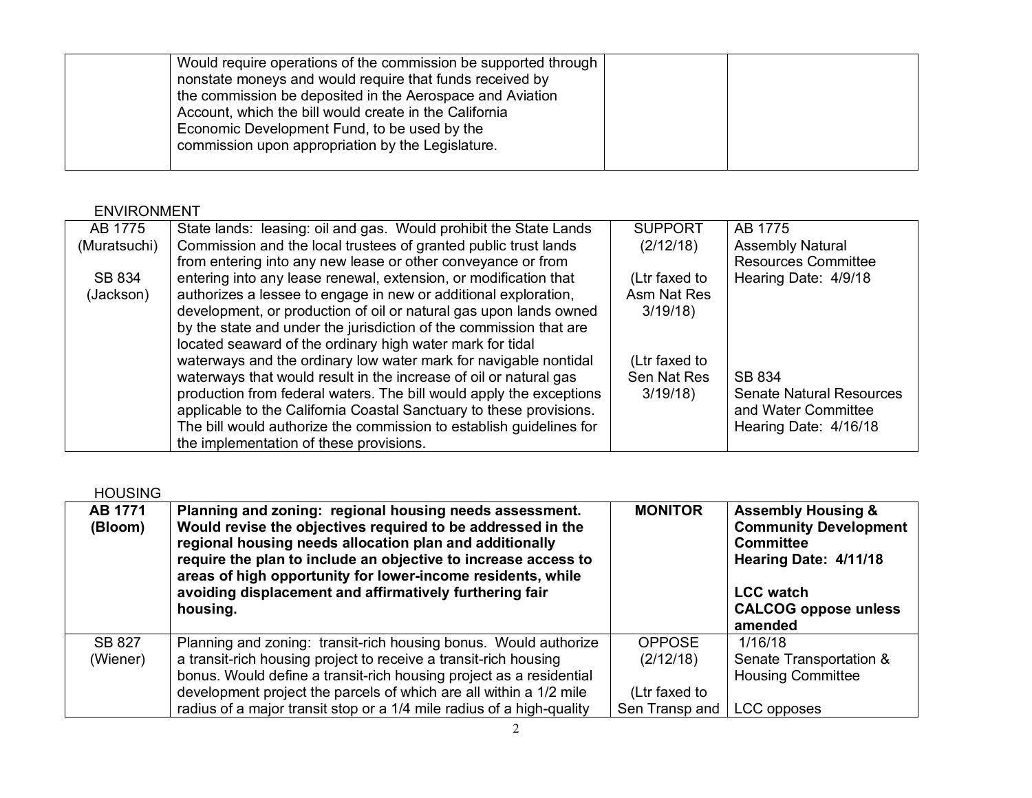| | Would require operations of the commission be supported through nonstate moneys and would require that funds received by the commission be deposited in the Aerospace and Aviation Account, which the bill would create in the California Economic Development Fund, to be used by the commission upon appropriation by the Legislature. | | |
|---|---|---|---|

ENVIRONMENT

| | | | |
|---|---|---|---|
| AB 1775 (Muratsuchi)<br><br>SB 834 (Jackson) | State lands: leasing: oil and gas. Would prohibit the State Lands Commission and the local trustees of granted public trust lands from entering into any new lease or other conveyance or from entering into any lease renewal, extension, or modification that authorizes a lessee to engage in new or additional exploration, development, or production of oil or natural gas upon lands owned by the state and under the jurisdiction of the commission that are located seaward of the ordinary high water mark for tidal waterways and the ordinary low water mark for navigable nontidal waterways that would result in the increase of oil or natural gas production from federal waters. The bill would apply the exceptions applicable to the California Coastal Sanctuary to these provisions. The bill would authorize the commission to establish guidelines for the implementation of these provisions. | SUPPORT (2/12/18)<br><br>(Ltr faxed to Asm Nat Res 3/19/18)<br><br>(Ltr faxed to Sen Nat Res 3/19/18) | AB 1775<br>Assembly Natural Resources Committee<br>Hearing Date: 4/9/18<br><br>SB 834<br>Senate Natural Resources and Water Committee<br>Hearing Date: 4/16/18 |

HOUSING

| | | | |
|---|---|---|---|
| **AB 1771 (Bloom)** | **Planning and zoning: regional housing needs assessment. Would revise the objectives required to be addressed in the regional housing needs allocation plan and additionally require the plan to include an objective to increase access to areas of high opportunity for lower-income residents, while avoiding displacement and affirmatively furthering fair housing.** | **MONITOR** | **Assembly Housing & Community Development Committee**<br>**Hearing Date: 4/11/18**<br><br>**LCC watch**<br>**CALCOG oppose unless amended** |
| SB 827 (Wiener) | Planning and zoning: transit-rich housing bonus. Would authorize a transit-rich housing project to receive a transit-rich housing bonus. Would define a transit-rich housing project as a residential development project the parcels of which are all within a 1/2 mile radius of a major transit stop or a 1/4 mile radius of a high-quality | OPPOSE (2/12/18)<br><br>(Ltr faxed to Sen Transp and | 1/16/18<br>Senate Transportation & Housing Committee<br><br>LCC opposes |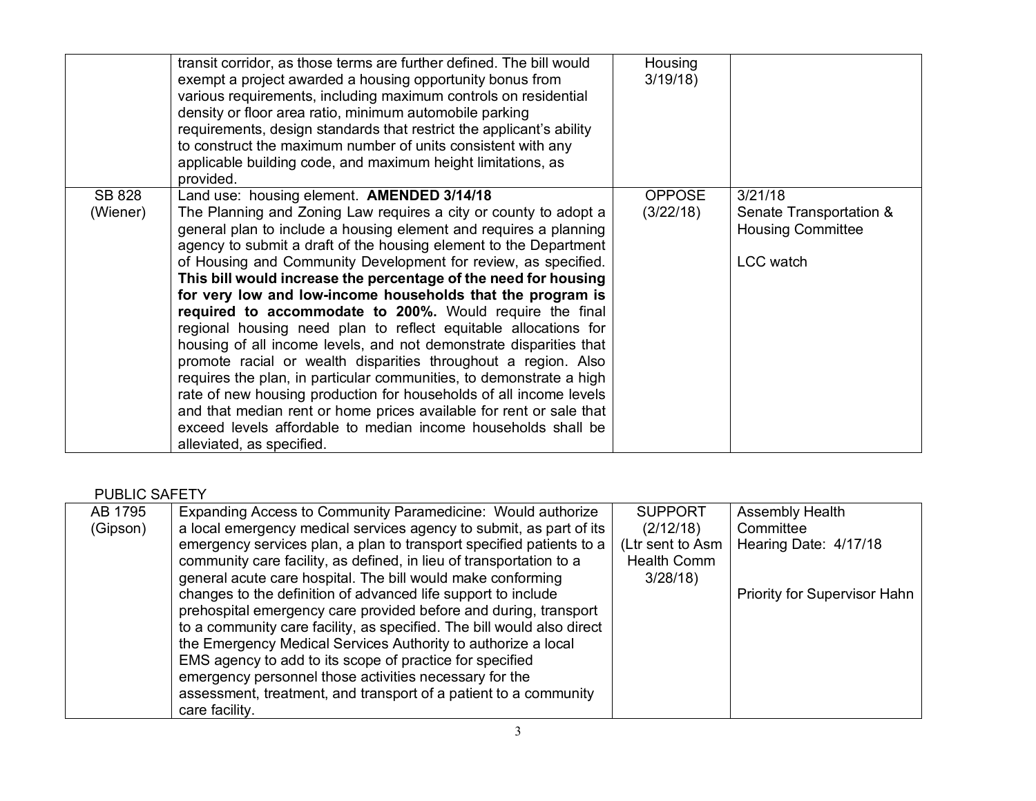| | | | |
|---|---|---|---|
| | transit corridor, as those terms are further defined. The bill would exempt a project awarded a housing opportunity bonus from various requirements, including maximum controls on residential density or floor area ratio, minimum automobile parking requirements, design standards that restrict the applicant's ability to construct the maximum number of units consistent with any applicable building code, and maximum height limitations, as provided. | Housing 3/19/18) | |
| SB 828 (Wiener) | Land use: housing element. **AMENDED 3/14/18** The Planning and Zoning Law requires a city or county to adopt a general plan to include a housing element and requires a planning agency to submit a draft of the housing element to the Department of Housing and Community Development for review, as specified. **This bill would increase the percentage of the need for housing for very low and low-income households that the program is required to accommodate to 200%.** Would require the final regional housing need plan to reflect equitable allocations for housing of all income levels, and not demonstrate disparities that promote racial or wealth disparities throughout a region. Also requires the plan, in particular communities, to demonstrate a high rate of new housing production for households of all income levels and that median rent or home prices available for rent or sale that exceed levels affordable to median income households shall be alleviated, as specified. | OPPOSE (3/22/18) | 3/21/18 Senate Transportation & Housing Committee<br><br>LCC watch |

PUBLIC SAFETY

| | | | |
|---|---|---|---|
| AB 1795 (Gipson) | Expanding Access to Community Paramedicine: Would authorize a local emergency medical services agency to submit, as part of its emergency services plan, a plan to transport specified patients to a community care facility, as defined, in lieu of transportation to a general acute care hospital. The bill would make conforming changes to the definition of advanced life support to include prehospital emergency care provided before and during, transport to a community care facility, as specified. The bill would also direct the Emergency Medical Services Authority to authorize a local EMS agency to add to its scope of practice for specified emergency personnel those activities necessary for the assessment, treatment, and transport of a patient to a community care facility. | SUPPORT (2/12/18) (Ltr sent to Asm Health Comm 3/28/18) | Assembly Health Committee Hearing Date: 4/17/18<br><br>Priority for Supervisor Hahn |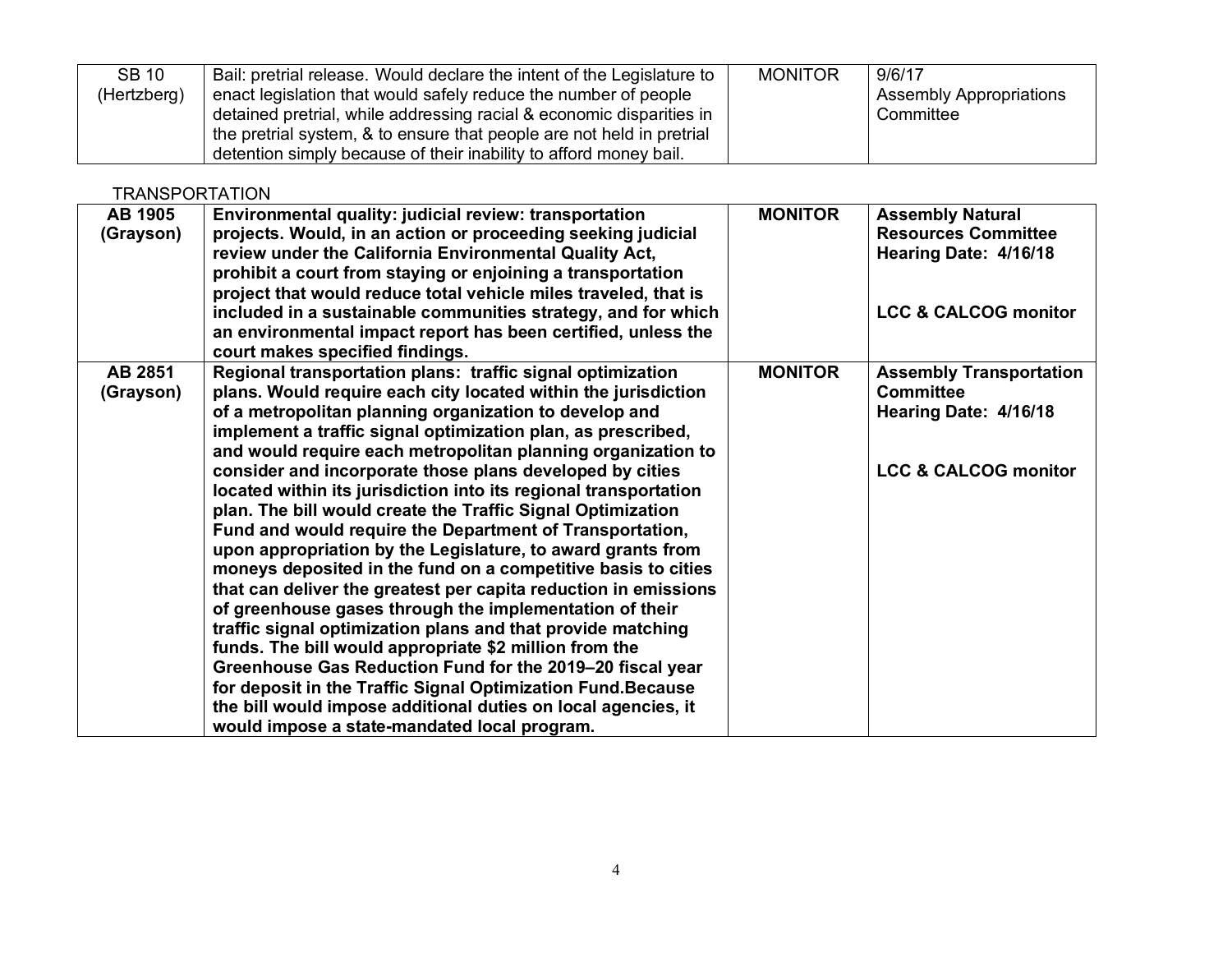| SB 10 (Hertzberg) | Bail: pretrial release. Would declare the intent of the Legislature to enact legislation that would safely reduce the number of people detained pretrial, while addressing racial & economic disparities in the pretrial system, & to ensure that people are not held in pretrial detention simply because of their inability to afford money bail. | MONITOR | 9/6/17 Assembly Appropriations Committee |
|---|---|---|---|

TRANSPORTATION

| **AB 1905 (Grayson)** | **Environmental quality: judicial review: transportation projects. Would, in an action or proceeding seeking judicial review under the California Environmental Quality Act, prohibit a court from staying or enjoining a transportation project that would reduce total vehicle miles traveled, that is included in a sustainable communities strategy, and for which an environmental impact report has been certified, unless the court makes specified findings.** | **MONITOR** | **Assembly Natural Resources Committee Hearing Date: 4/16/18**<br><br>**LCC & CALCOG monitor** |
|---|---|---|---|
| **AB 2851 (Grayson)** | **Regional transportation plans: traffic signal optimization plans. Would require each city located within the jurisdiction of a metropolitan planning organization to develop and implement a traffic signal optimization plan, as prescribed, and would require each metropolitan planning organization to consider and incorporate those plans developed by cities located within its jurisdiction into its regional transportation plan. The bill would create the Traffic Signal Optimization Fund and would require the Department of Transportation, upon appropriation by the Legislature, to award grants from moneys deposited in the fund on a competitive basis to cities that can deliver the greatest per capita reduction in emissions of greenhouse gases through the implementation of their traffic signal optimization plans and that provide matching funds. The bill would appropriate $2 million from the Greenhouse Gas Reduction Fund for the 2019–20 fiscal year for deposit in the Traffic Signal Optimization Fund.Because the bill would impose additional duties on local agencies, it would impose a state-mandated local program.** | **MONITOR** | **Assembly Transportation Committee Hearing Date: 4/16/18**<br><br>**LCC & CALCOG monitor** |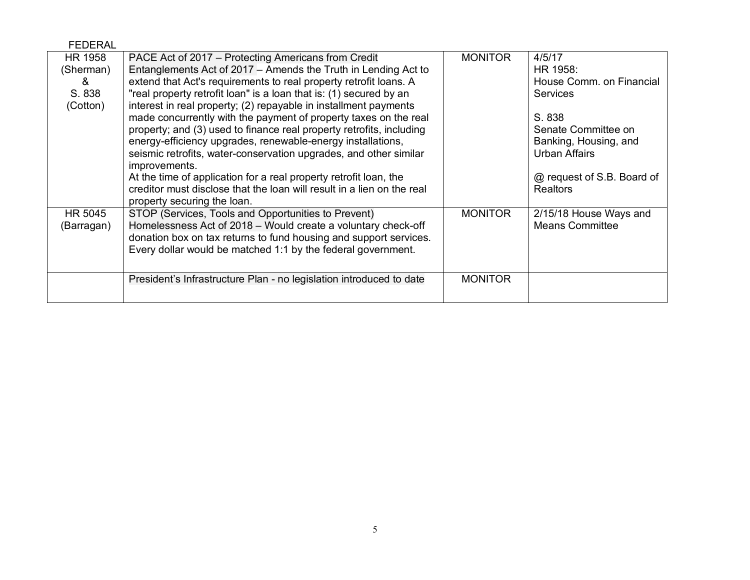FEDERAL

| | | | |
|---|---|---|---|
| HR 1958 (Sherman) & S. 838 (Cotton) | PACE Act of 2017 – Protecting Americans from Credit Entanglements Act of 2017 – Amends the Truth in Lending Act to extend that Act's requirements to real property retrofit loans. A "real property retrofit loan" is a loan that is: (1) secured by an interest in real property; (2) repayable in installment payments made concurrently with the payment of property taxes on the real property; and (3) used to finance real property retrofits, including energy-efficiency upgrades, renewable-energy installations, seismic retrofits, water-conservation upgrades, and other similar improvements.<br>At the time of application for a real property retrofit loan, the creditor must disclose that the loan will result in a lien on the real property securing the loan. | MONITOR | 4/5/17<br>HR 1958:<br>House Comm. on Financial Services<br><br>S. 838<br>Senate Committee on Banking, Housing, and Urban Affairs<br><br>@ request of S.B. Board of Realtors |
| HR 5045 (Barragan) | STOP (Services, Tools and Opportunities to Prevent) Homelessness Act of 2018 – Would create a voluntary check-off donation box on tax returns to fund housing and support services. Every dollar would be matched 1:1 by the federal government. | MONITOR | 2/15/18 House Ways and Means Committee |
| | President's Infrastructure Plan - no legislation introduced to date | MONITOR | |